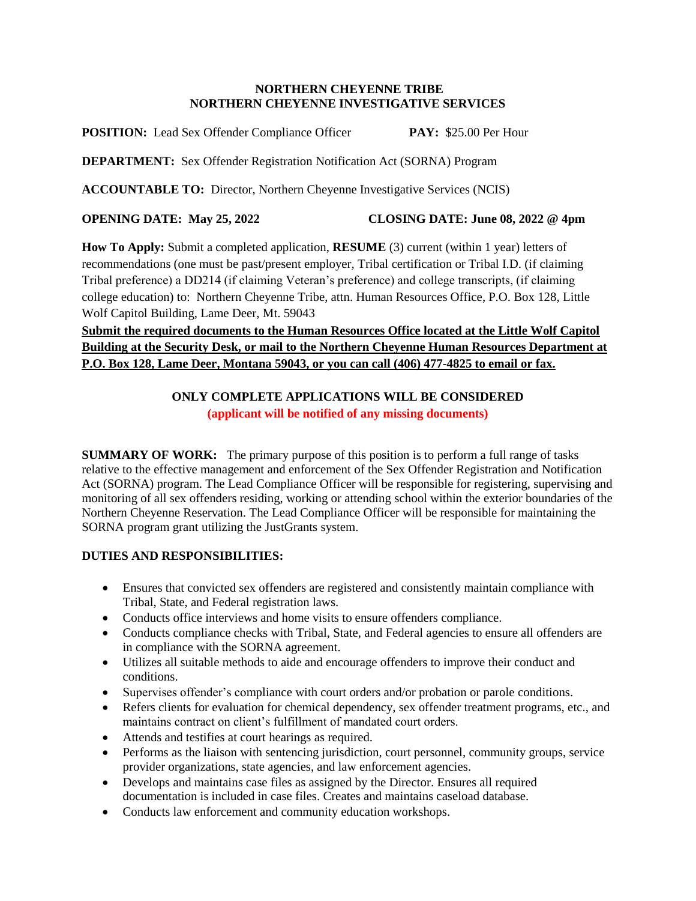**NORTHERN CHEYENNE TRIBE**
**NORTHERN CHEYENNE INVESTIGATIVE SERVICES**

**POSITION:** Lead Sex Offender Compliance Officer **PAY:** $25.00 Per Hour

**DEPARTMENT:** Sex Offender Registration Notification Act (SORNA) Program

**ACCOUNTABLE TO:** Director, Northern Cheyenne Investigative Services (NCIS)

**OPENING DATE: May 25, 2022** **CLOSING DATE: June 08, 2022 @ 4pm**

**How To Apply:** Submit a completed application, **RESUME** (3) current (within 1 year) letters of recommendations (one must be past/present employer, Tribal certification or Tribal I.D. (if claiming Tribal preference) a DD214 (if claiming Veteran's preference) and college transcripts, (if claiming college education) to: Northern Cheyenne Tribe, attn. Human Resources Office, P.O. Box 128, Little Wolf Capitol Building, Lame Deer, Mt. 59043

**Submit the required documents to the Human Resources Office located at the Little Wolf Capitol Building at the Security Desk, or mail to the Northern Cheyenne Human Resources Department at P.O. Box 128, Lame Deer, Montana 59043, or you can call (406) 477-4825 to email or fax.**

**ONLY COMPLETE APPLICATIONS WILL BE CONSIDERED**
**(applicant will be notified of any missing documents)**

**SUMMARY OF WORK:** The primary purpose of this position is to perform a full range of tasks relative to the effective management and enforcement of the Sex Offender Registration and Notification Act (SORNA) program. The Lead Compliance Officer will be responsible for registering, supervising and monitoring of all sex offenders residing, working or attending school within the exterior boundaries of the Northern Cheyenne Reservation. The Lead Compliance Officer will be responsible for maintaining the SORNA program grant utilizing the JustGrants system.

**DUTIES AND RESPONSIBILITIES:**

- Ensures that convicted sex offenders are registered and consistently maintain compliance with Tribal, State, and Federal registration laws.
- Conducts office interviews and home visits to ensure offenders compliance.
- Conducts compliance checks with Tribal, State, and Federal agencies to ensure all offenders are in compliance with the SORNA agreement.
- Utilizes all suitable methods to aide and encourage offenders to improve their conduct and conditions.
- Supervises offender's compliance with court orders and/or probation or parole conditions.
- Refers clients for evaluation for chemical dependency, sex offender treatment programs, etc., and maintains contract on client's fulfillment of mandated court orders.
- Attends and testifies at court hearings as required.
- Performs as the liaison with sentencing jurisdiction, court personnel, community groups, service provider organizations, state agencies, and law enforcement agencies.
- Develops and maintains case files as assigned by the Director. Ensures all required documentation is included in case files. Creates and maintains caseload database.
- Conducts law enforcement and community education workshops.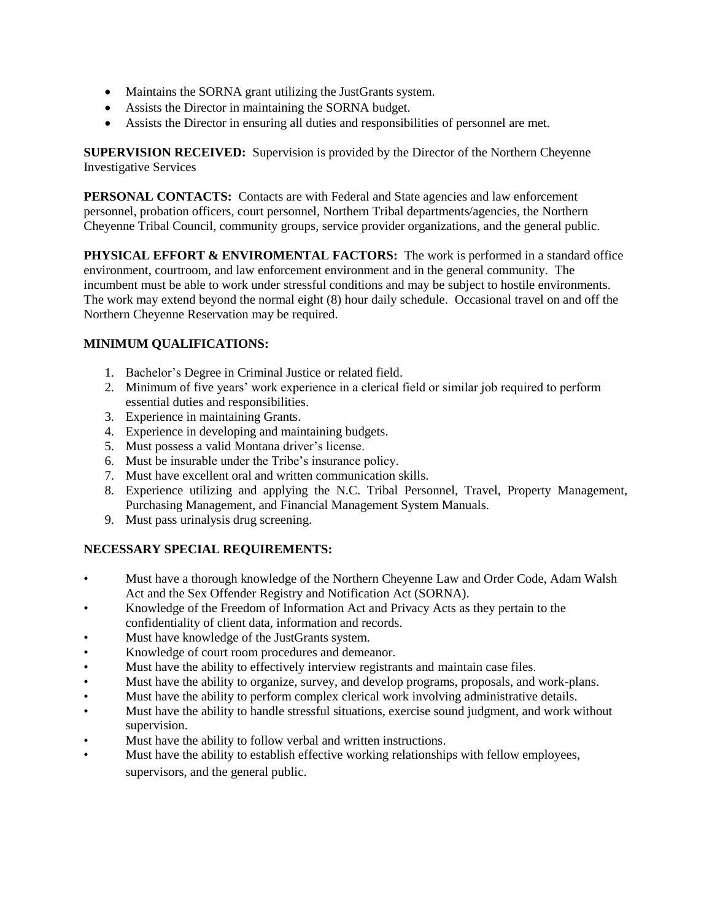- Maintains the SORNA grant utilizing the JustGrants system.
- Assists the Director in maintaining the SORNA budget.
- Assists the Director in ensuring all duties and responsibilities of personnel are met.

**SUPERVISION RECEIVED:** Supervision is provided by the Director of the Northern Cheyenne Investigative Services

**PERSONAL CONTACTS:** Contacts are with Federal and State agencies and law enforcement personnel, probation officers, court personnel, Northern Tribal departments/agencies, the Northern Cheyenne Tribal Council, community groups, service provider organizations, and the general public.

**PHYSICAL EFFORT & ENVIROMENTAL FACTORS:** The work is performed in a standard office environment, courtroom, and law enforcement environment and in the general community. The incumbent must be able to work under stressful conditions and may be subject to hostile environments. The work may extend beyond the normal eight (8) hour daily schedule. Occasional travel on and off the Northern Cheyenne Reservation may be required.

**MINIMUM QUALIFICATIONS:**

1. Bachelor's Degree in Criminal Justice or related field.
2. Minimum of five years' work experience in a clerical field or similar job required to perform essential duties and responsibilities.
3. Experience in maintaining Grants.
4. Experience in developing and maintaining budgets.
5. Must possess a valid Montana driver's license.
6. Must be insurable under the Tribe's insurance policy.
7. Must have excellent oral and written communication skills.
8. Experience utilizing and applying the N.C. Tribal Personnel, Travel, Property Management, Purchasing Management, and Financial Management System Manuals.
9. Must pass urinalysis drug screening.

**NECESSARY SPECIAL REQUIREMENTS:**

- Must have a thorough knowledge of the Northern Cheyenne Law and Order Code, Adam Walsh Act and the Sex Offender Registry and Notification Act (SORNA).
- Knowledge of the Freedom of Information Act and Privacy Acts as they pertain to the confidentiality of client data, information and records.
- Must have knowledge of the JustGrants system.
- Knowledge of court room procedures and demeanor.
- Must have the ability to effectively interview registrants and maintain case files.
- Must have the ability to organize, survey, and develop programs, proposals, and work-plans.
- Must have the ability to perform complex clerical work involving administrative details.
- Must have the ability to handle stressful situations, exercise sound judgment, and work without supervision.
- Must have the ability to follow verbal and written instructions.
- Must have the ability to establish effective working relationships with fellow employees, supervisors, and the general public.